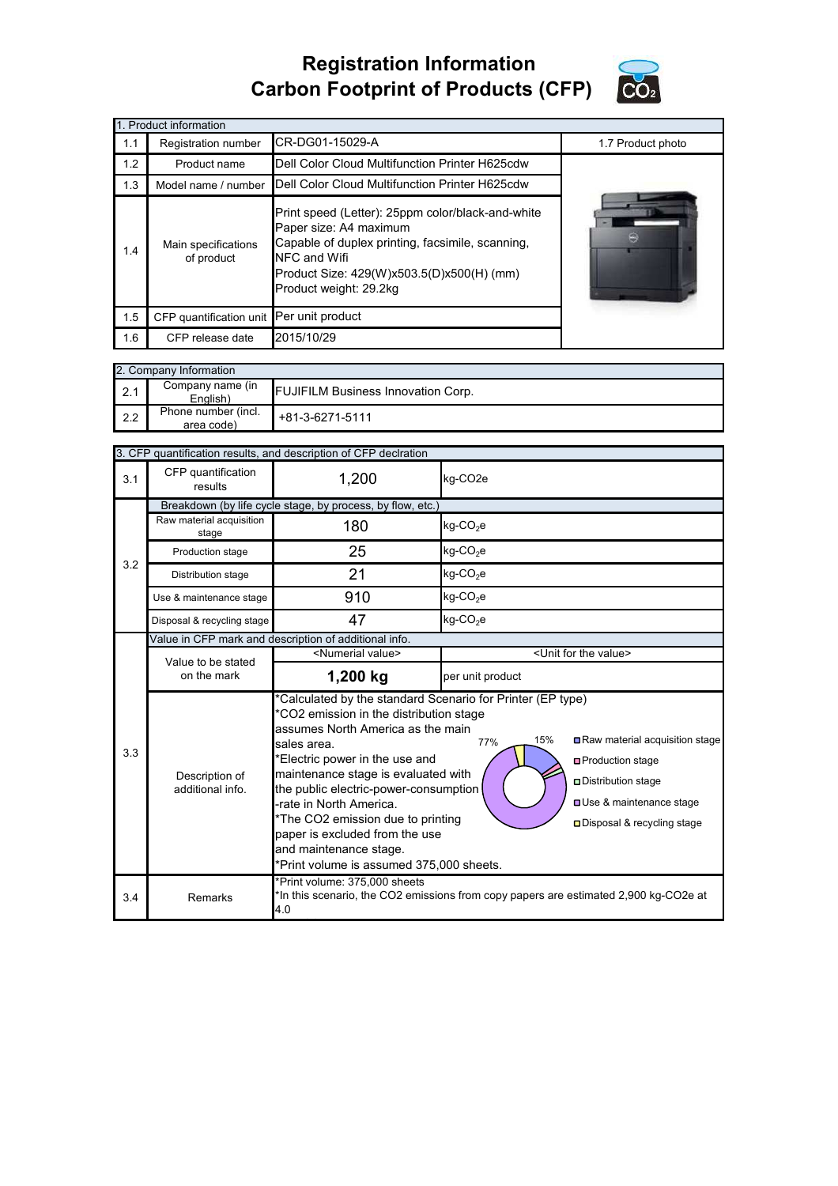# Registration Information
# Carbon Footprint of Products (CFP)

| 1. Product information | | | |
|---|---|---|---|
| 1.1 | Registration number | CR-DG01-15029-A | 1.7 Product photo |
| 1.2 | Product name | Dell Color Cloud Multifunction Printer H625cdw | |
| 1.3 | Model name / number | Dell Color Cloud Multifunction Printer H625cdw | |
| 1.4 | Main specifications of product | Print speed (Letter): 25ppm color/black-and-white<br>Paper size: A4 maximum<br>Capable of duplex printing, facsimile, scanning, NFC and Wifi<br>Product Size: 429(W)x503.5(D)x500(H) (mm)<br>Product weight: 29.2kg | |
| 1.5 | CFP quantification unit | Per unit product | |
| 1.6 | CFP release date | 2015/10/29 | |

| 2. Company Information | | |
|---|---|---|
| 2.1 | Company name (in English) | FUJIFILM Business Innovation Corp. |
| 2.2 | Phone number (incl. area code) | +81-3-6271-5111 |

| 3. CFP quantification results, and description of CFP declration | | | |
|---|---|---|---|
| 3.1 | CFP quantification results | 1,200 | kg-CO2e |
| 3.2 | Breakdown (by life cycle stage, by process, by flow, etc.) | | |
| | Raw material acquisition stage | 180 | kg-$CO_2$e |
| | Production stage | 25 | kg-$CO_2$e |
| | Distribution stage | 21 | kg-$CO_2$e |
| | Use & maintenance stage | 910 | kg-$CO_2$e |
| | Disposal & recycling stage | 47 | kg-$CO_2$e |
| 3.3 | Value in CFP mark and description of additional info. | | |
| | Value to be stated on the mark | <Numerial value> | <Unit for the value> |
| | | **1,200 kg** | per unit product |
| | Description of additional info. | *Calculated by the standard Scenario for Printer (EP type)<br>*CO2 emission in the distribution stage assumes North America as the main sales area.<br>*Electric power in the use and maintenance stage is evaluated with the public electric-power-consumption -rate in North America.<br>*The CO2 emission due to printing paper is excluded from the use and maintenance stage.<br>*Print volume is assumed 375,000 sheets.<br>[Chart: 77%, 15%; Raw material acquisition stage, Production stage, Distribution stage, Use & maintenance stage, Disposal & recycling stage] | |
| 3.4 | Remarks | *Print volume: 375,000 sheets<br>*In this scenario, the CO2 emissions from copy papers are estimated 2,900 kg-CO2e at 4.0 | |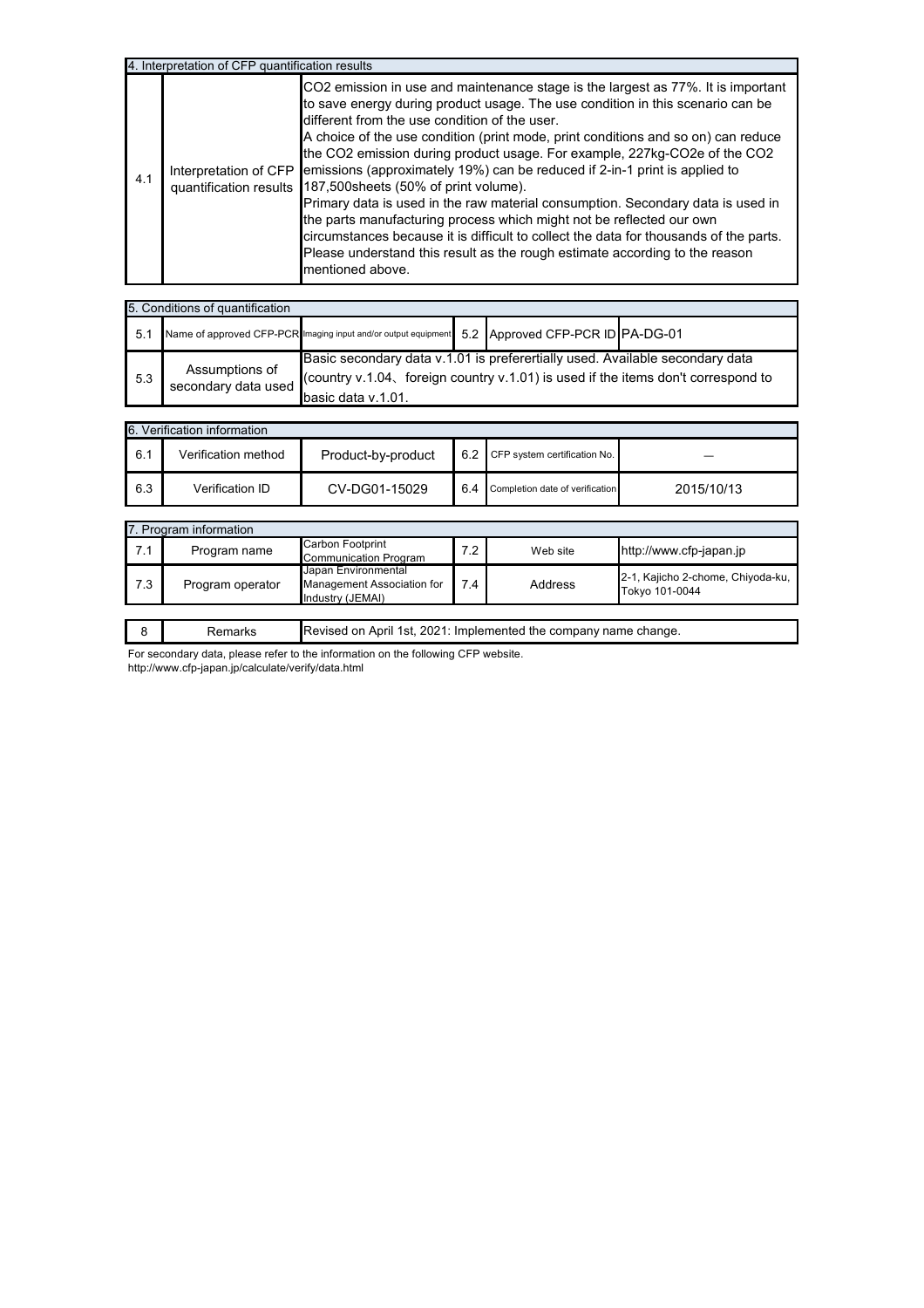| 4. Interpretation of CFP quantification results | | |
|---|---|---|
| 4.1 | Interpretation of CFP quantification results | $CO_2$ emission in use and maintenance stage is the largest as 77%. It is important to save energy during product usage. The use condition in this scenario can be different from the use condition of the user.<br>A choice of the use condition (print mode, print conditions and so on) can reduce the $CO_2$ emission during product usage. For example, 227kg-$CO_2$e of the $CO_2$ emissions (approximately 19%) can be reduced if 2-in-1 print is applied to 187,500sheets (50% of print volume).<br>Primary data is used in the raw material consumption. Secondary data is used in the parts manufacturing process which might not be reflected our own circumstances because it is difficult to collect the data for thousands of the parts. Please understand this result as the rough estimate according to the reason mentioned above. |

| 5. Conditions of quantification | | | | | |
|---|---|---|---|---|---|
| 5.1 | Name of approved CFP-PCR | Imaging input and/or output equipment | 5.2 | Approved CFP-PCR ID | PA-DG-01 |
| 5.3 | Assumptions of secondary data used | Basic secondary data v.1.01 is preferertially used. Available secondary data (country v.1.04、 foreign country v.1.01) is used if the items don't correspond to basic data v.1.01. | | | |

| 6. Verification information | | | | | |
|---|---|---|---|---|---|
| 6.1 | Verification method | Product-by-product | 6.2 | CFP system certification No. | — |
| 6.3 | Verification ID | CV-DG01-15029 | 6.4 | Completion date of verification | 2015/10/13 |

| 7. Program information | | | | | |
|---|---|---|---|---|---|
| 7.1 | Program name | Carbon Footprint Communication Program | 7.2 | Web site | http://www.cfp-japan.jp |
| 7.3 | Program operator | Japan Environmental Management Association for Industry (JEMAI) | 7.4 | Address | 2-1, Kajicho 2-chome, Chiyoda-ku, Tokyo 101-0044 |

| | | |
|---|---|---|
| 8 | Remarks | Revised on April 1st, 2021: Implemented the company name change. |

For secondary data, please refer to the information on the following CFP website.
http://www.cfp-japan.jp/calculate/verify/data.html